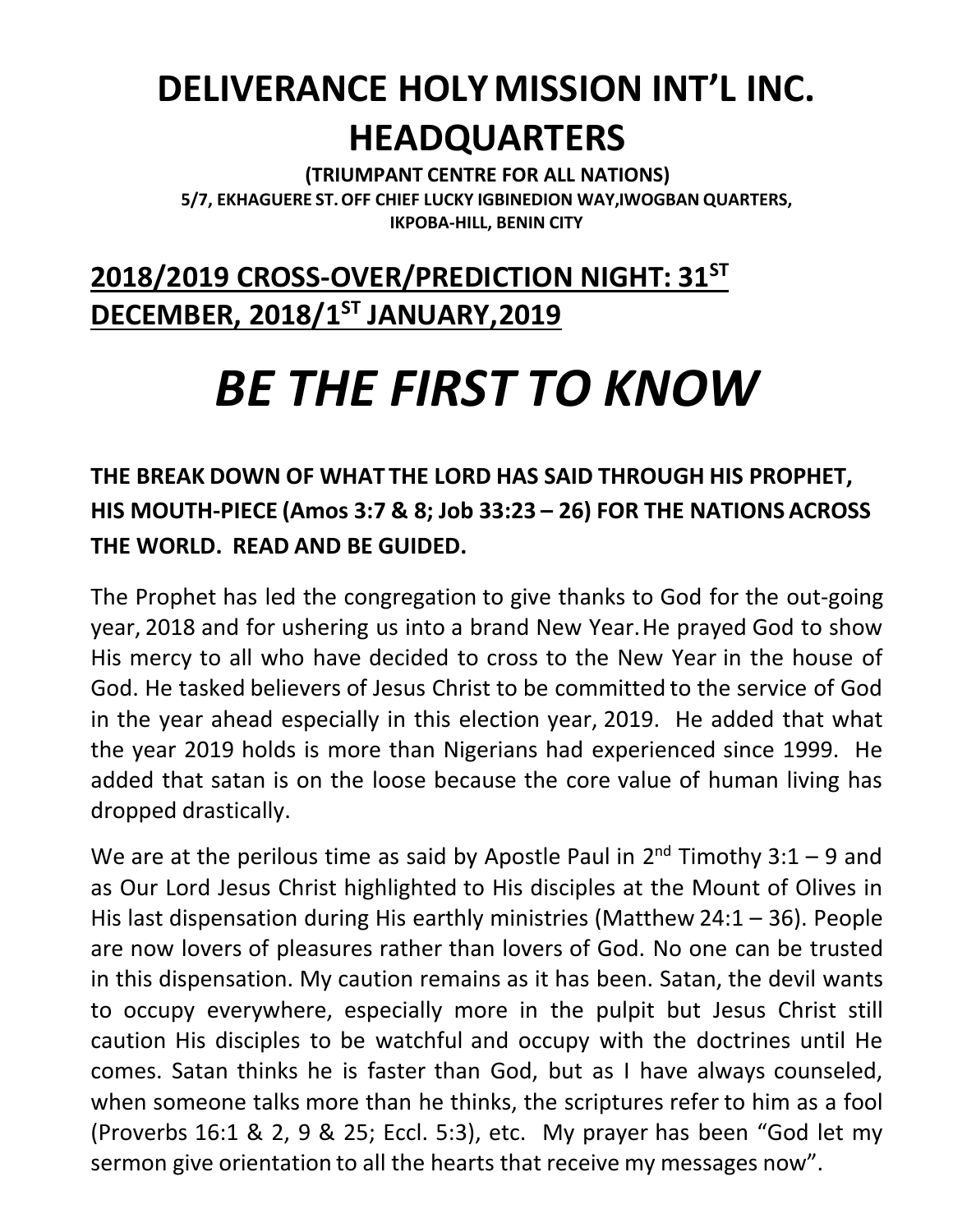# DELIVERANCE HOLY MISSION INT'L INC. HEADQUARTERS

**(TRIUMPANT CENTRE FOR ALL NATIONS)**
**5/7, EKHAGUERE ST. OFF CHIEF LUCKY IGBINEDION WAY,IWOGBAN QUARTERS, IKPOBA-HILL, BENIN CITY**

## 2018/2019 CROSS-OVER/PREDICTION NIGHT: 31ST DECEMBER, 2018/1ST JANUARY,2019

# *BE THE FIRST TO KNOW*

**THE BREAK DOWN OF WHAT THE LORD HAS SAID THROUGH HIS PROPHET, HIS MOUTH-PIECE (Amos 3:7 & 8; Job 33:23 – 26) FOR THE NATIONS ACROSS THE WORLD. READ AND BE GUIDED.**

The Prophet has led the congregation to give thanks to God for the out-going year, 2018 and for ushering us into a brand New Year. He prayed God to show His mercy to all who have decided to cross to the New Year in the house of God. He tasked believers of Jesus Christ to be committed to the service of God in the year ahead especially in this election year, 2019. He added that what the year 2019 holds is more than Nigerians had experienced since 1999. He added that satan is on the loose because the core value of human living has dropped drastically.

We are at the perilous time as said by Apostle Paul in 2nd Timothy 3:1 – 9 and as Our Lord Jesus Christ highlighted to His disciples at the Mount of Olives in His last dispensation during His earthly ministries (Matthew 24:1 – 36). People are now lovers of pleasures rather than lovers of God. No one can be trusted in this dispensation. My caution remains as it has been. Satan, the devil wants to occupy everywhere, especially more in the pulpit but Jesus Christ still caution His disciples to be watchful and occupy with the doctrines until He comes. Satan thinks he is faster than God, but as I have always counseled, when someone talks more than he thinks, the scriptures refer to him as a fool (Proverbs 16:1 & 2, 9 & 25; Eccl. 5:3), etc. My prayer has been "God let my sermon give orientation to all the hearts that receive my messages now".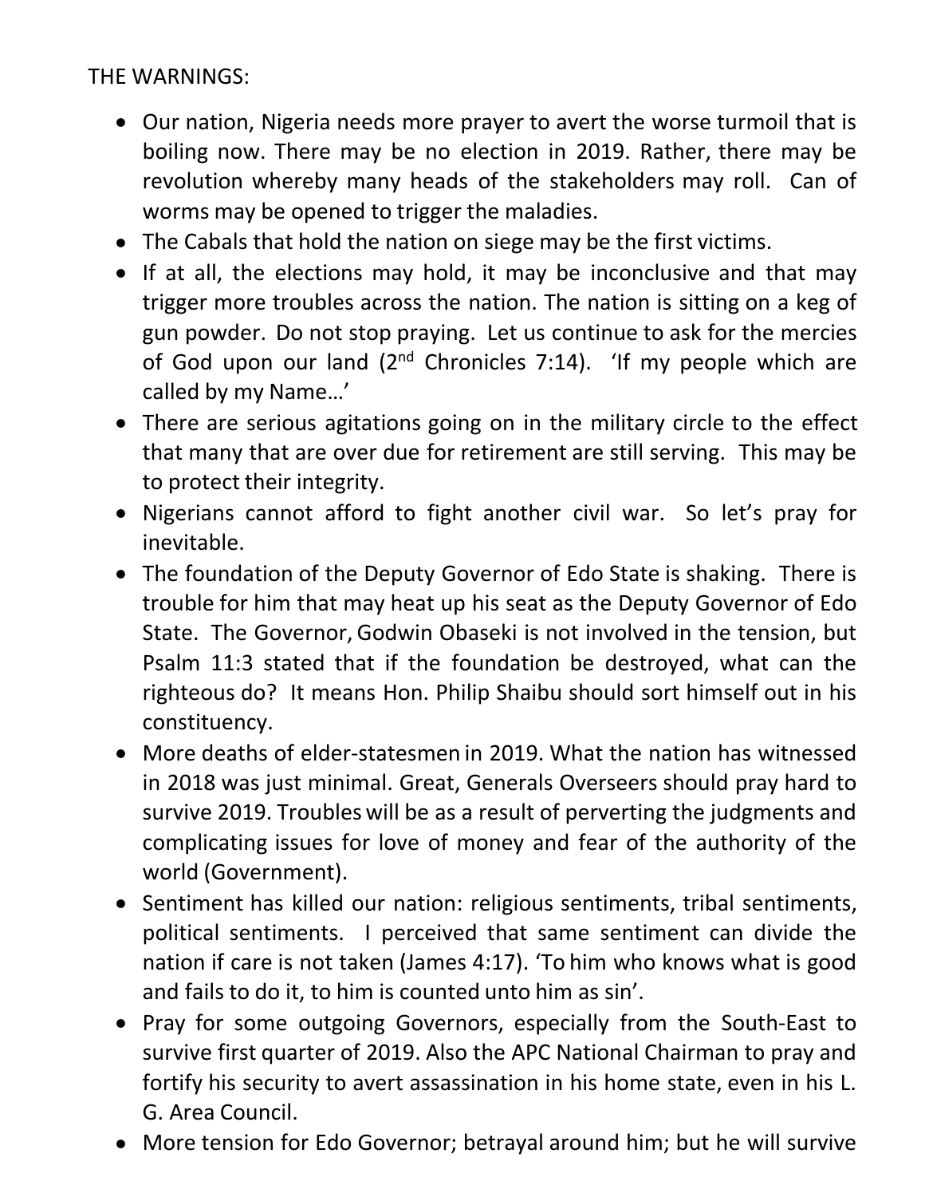THE WARNINGS:

- Our nation, Nigeria needs more prayer to avert the worse turmoil that is boiling now. There may be no election in 2019. Rather, there may be revolution whereby many heads of the stakeholders may roll. Can of worms may be opened to trigger the maladies.
- The Cabals that hold the nation on siege may be the first victims.
- If at all, the elections may hold, it may be inconclusive and that may trigger more troubles across the nation. The nation is sitting on a keg of gun powder. Do not stop praying. Let us continue to ask for the mercies of God upon our land (2nd Chronicles 7:14). 'If my people which are called by my Name…'
- There are serious agitations going on in the military circle to the effect that many that are over due for retirement are still serving. This may be to protect their integrity.
- Nigerians cannot afford to fight another civil war. So let's pray for inevitable.
- The foundation of the Deputy Governor of Edo State is shaking. There is trouble for him that may heat up his seat as the Deputy Governor of Edo State. The Governor, Godwin Obaseki is not involved in the tension, but Psalm 11:3 stated that if the foundation be destroyed, what can the righteous do? It means Hon. Philip Shaibu should sort himself out in his constituency.
- More deaths of elder-statesmen in 2019. What the nation has witnessed in 2018 was just minimal. Great, Generals Overseers should pray hard to survive 2019. Troubles will be as a result of perverting the judgments and complicating issues for love of money and fear of the authority of the world (Government).
- Sentiment has killed our nation: religious sentiments, tribal sentiments, political sentiments. I perceived that same sentiment can divide the nation if care is not taken (James 4:17). 'To him who knows what is good and fails to do it, to him is counted unto him as sin'.
- Pray for some outgoing Governors, especially from the South-East to survive first quarter of 2019. Also the APC National Chairman to pray and fortify his security to avert assassination in his home state, even in his L. G. Area Council.
- More tension for Edo Governor; betrayal around him; but he will survive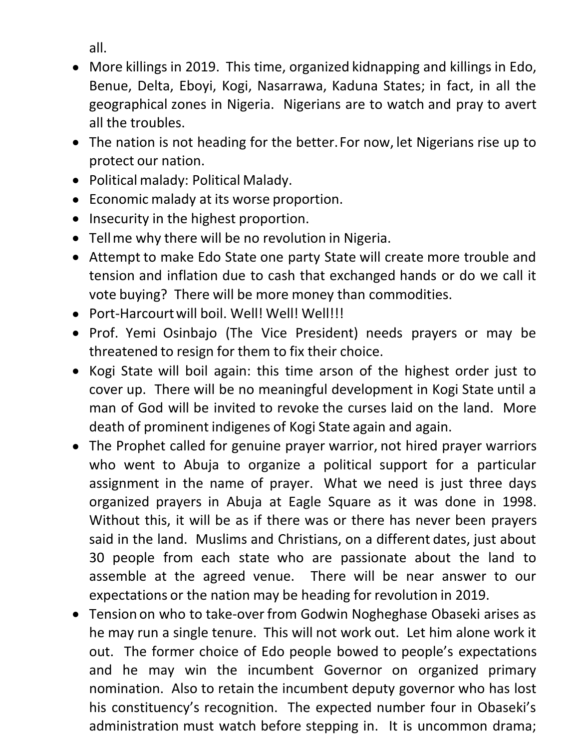all.

- More killings in 2019. This time, organized kidnapping and killings in Edo, Benue, Delta, Eboyi, Kogi, Nasarrawa, Kaduna States; in fact, in all the geographical zones in Nigeria. Nigerians are to watch and pray to avert all the troubles.
- The nation is not heading for the better. For now, let Nigerians rise up to protect our nation.
- Political malady: Political Malady.
- Economic malady at its worse proportion.
- Insecurity in the highest proportion.
- Tell me why there will be no revolution in Nigeria.
- Attempt to make Edo State one party State will create more trouble and tension and inflation due to cash that exchanged hands or do we call it vote buying? There will be more money than commodities.
- Port-Harcourt will boil. Well! Well! Well!!!
- Prof. Yemi Osinbajo (The Vice President) needs prayers or may be threatened to resign for them to fix their choice.
- Kogi State will boil again: this time arson of the highest order just to cover up. There will be no meaningful development in Kogi State until a man of God will be invited to revoke the curses laid on the land. More death of prominent indigenes of Kogi State again and again.
- The Prophet called for genuine prayer warrior, not hired prayer warriors who went to Abuja to organize a political support for a particular assignment in the name of prayer. What we need is just three days organized prayers in Abuja at Eagle Square as it was done in 1998. Without this, it will be as if there was or there has never been prayers said in the land. Muslims and Christians, on a different dates, just about 30 people from each state who are passionate about the land to assemble at the agreed venue. There will be near answer to our expectations or the nation may be heading for revolution in 2019.
- Tension on who to take-over from Godwin Nogheghase Obaseki arises as he may run a single tenure. This will not work out. Let him alone work it out. The former choice of Edo people bowed to people's expectations and he may win the incumbent Governor on organized primary nomination. Also to retain the incumbent deputy governor who has lost his constituency's recognition. The expected number four in Obaseki's administration must watch before stepping in. It is uncommon drama;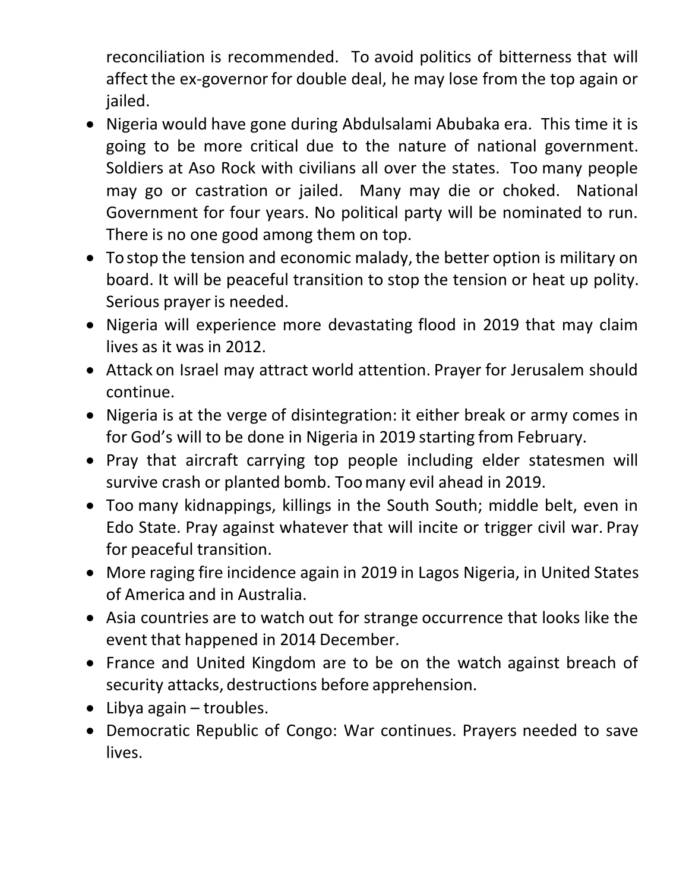reconciliation is recommended. To avoid politics of bitterness that will affect the ex-governor for double deal, he may lose from the top again or jailed.

- Nigeria would have gone during Abdulsalami Abubaka era. This time it is going to be more critical due to the nature of national government. Soldiers at Aso Rock with civilians all over the states. Too many people may go or castration or jailed. Many may die or choked. National Government for four years. No political party will be nominated to run. There is no one good among them on top.
- To stop the tension and economic malady, the better option is military on board. It will be peaceful transition to stop the tension or heat up polity. Serious prayer is needed.
- Nigeria will experience more devastating flood in 2019 that may claim lives as it was in 2012.
- Attack on Israel may attract world attention. Prayer for Jerusalem should continue.
- Nigeria is at the verge of disintegration: it either break or army comes in for God's will to be done in Nigeria in 2019 starting from February.
- Pray that aircraft carrying top people including elder statesmen will survive crash or planted bomb. Too many evil ahead in 2019.
- Too many kidnappings, killings in the South South; middle belt, even in Edo State. Pray against whatever that will incite or trigger civil war. Pray for peaceful transition.
- More raging fire incidence again in 2019 in Lagos Nigeria, in United States of America and in Australia.
- Asia countries are to watch out for strange occurrence that looks like the event that happened in 2014 December.
- France and United Kingdom are to be on the watch against breach of security attacks, destructions before apprehension.
- Libya again – troubles.
- Democratic Republic of Congo: War continues. Prayers needed to save lives.